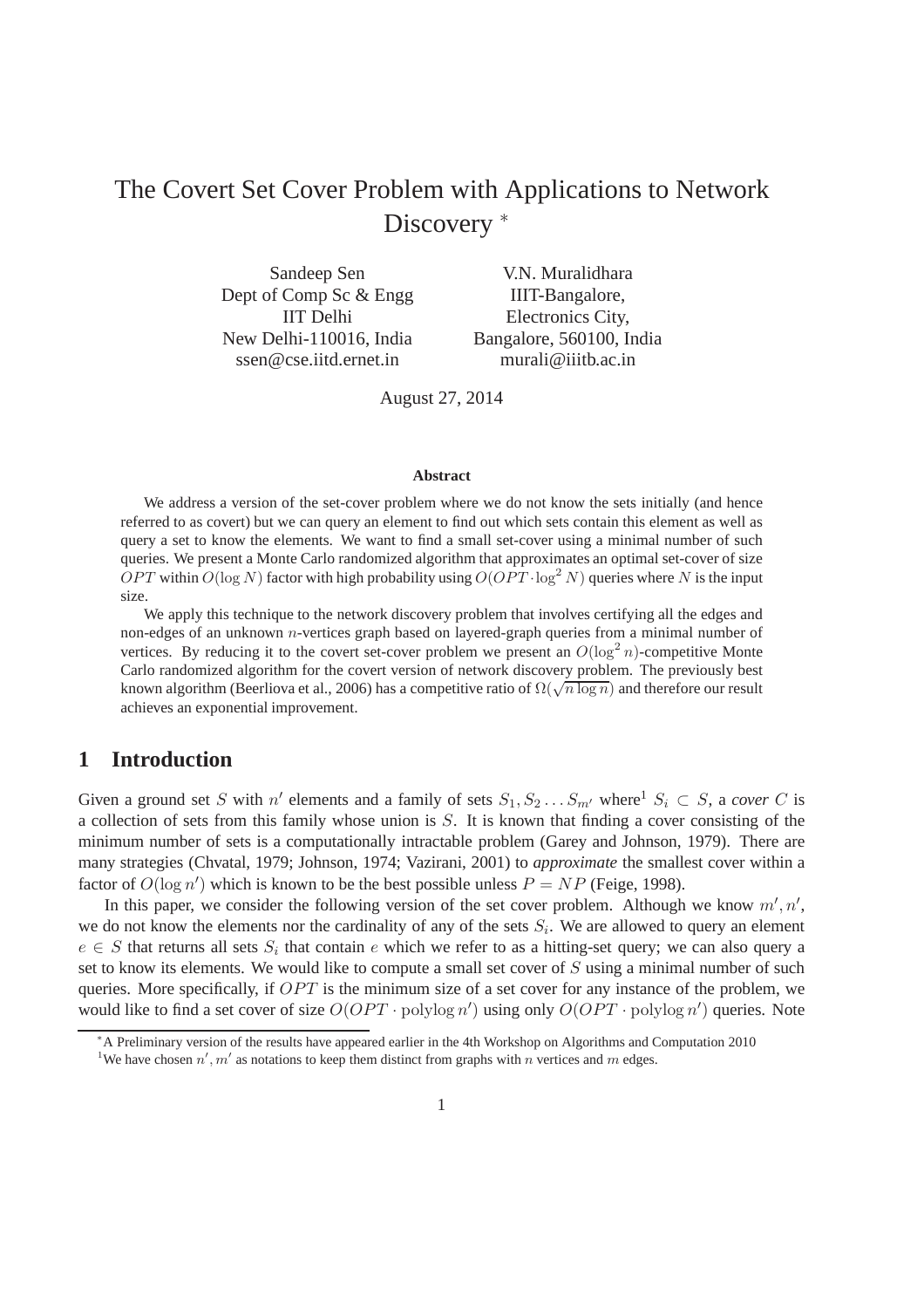# The Covert Set Cover Problem with Applications to Network Discovery [*]

Sandeep Sen
Dept of Comp Sc & Engg
IIT Delhi
New Delhi-110016, India
ssen@cse.iitd.ernet.in

V.N. Muralidhara
IIIT-Bangalore,
Electronics City,
Bangalore, 560100, India
murali@iiitb.ac.in

August 27, 2014

**Abstract**

We address a version of the set-cover problem where we do not know the sets initially (and hence referred to as covert) but we can query an element to find out which sets contain this element as well as query a set to know the elements. We want to find a small set-cover using a minimal number of such queries. We present a Monte Carlo randomized algorithm that approximates an optimal set-cover of size $OPT$ within $O(\log N)$ factor with high probability using $O(OPT \cdot \log^2 N)$ queries where $N$ is the input size.

We apply this technique to the network discovery problem that involves certifying all the edges and non-edges of an unknown $n$-vertices graph based on layered-graph queries from a minimal number of vertices. By reducing it to the covert set-cover problem we present an $O(\log^2 n)$-competitive Monte Carlo randomized algorithm for the covert version of network discovery problem. The previously best known algorithm (Beerliova et al., 2006) has a competitive ratio of $\Omega(\sqrt{n \log n})$ and therefore our result achieves an exponential improvement.

## 1 Introduction

Given a ground set $S$ with $n'$ elements and a family of sets $S_1, S_2 \ldots S_{m'}$ where[1] $S_i \subset S$, a *cover* $C$ is a collection of sets from this family whose union is $S$. It is known that finding a cover consisting of the minimum number of sets is a computationally intractable problem (Garey and Johnson, 1979). There are many strategies (Chvatal, 1979; Johnson, 1974; Vazirani, 2001) to ***approximate*** the smallest cover within a factor of $O(\log n')$ which is known to be the best possible unless $P = NP$ (Feige, 1998).

In this paper, we consider the following version of the set cover problem. Although we know $m', n'$, we do not know the elements nor the cardinality of any of the sets $S_i$. We are allowed to query an element $e \in S$ that returns all sets $S_i$ that contain $e$ which we refer to as a hitting-set query; we can also query a set to know its elements. We would like to compute a small set cover of $S$ using a minimal number of such queries. More specifically, if $OPT$ is the minimum size of a set cover for any instance of the problem, we would like to find a set cover of size $O(OPT \cdot \text{polylog}\, n')$ using only $O(OPT \cdot \text{polylog}\, n')$ queries. Note

[*] A Preliminary version of the results have appeared earlier in the 4th Workshop on Algorithms and Computation 2010

[1] We have chosen $n', m'$ as notations to keep them distinct from graphs with $n$ vertices and $m$ edges.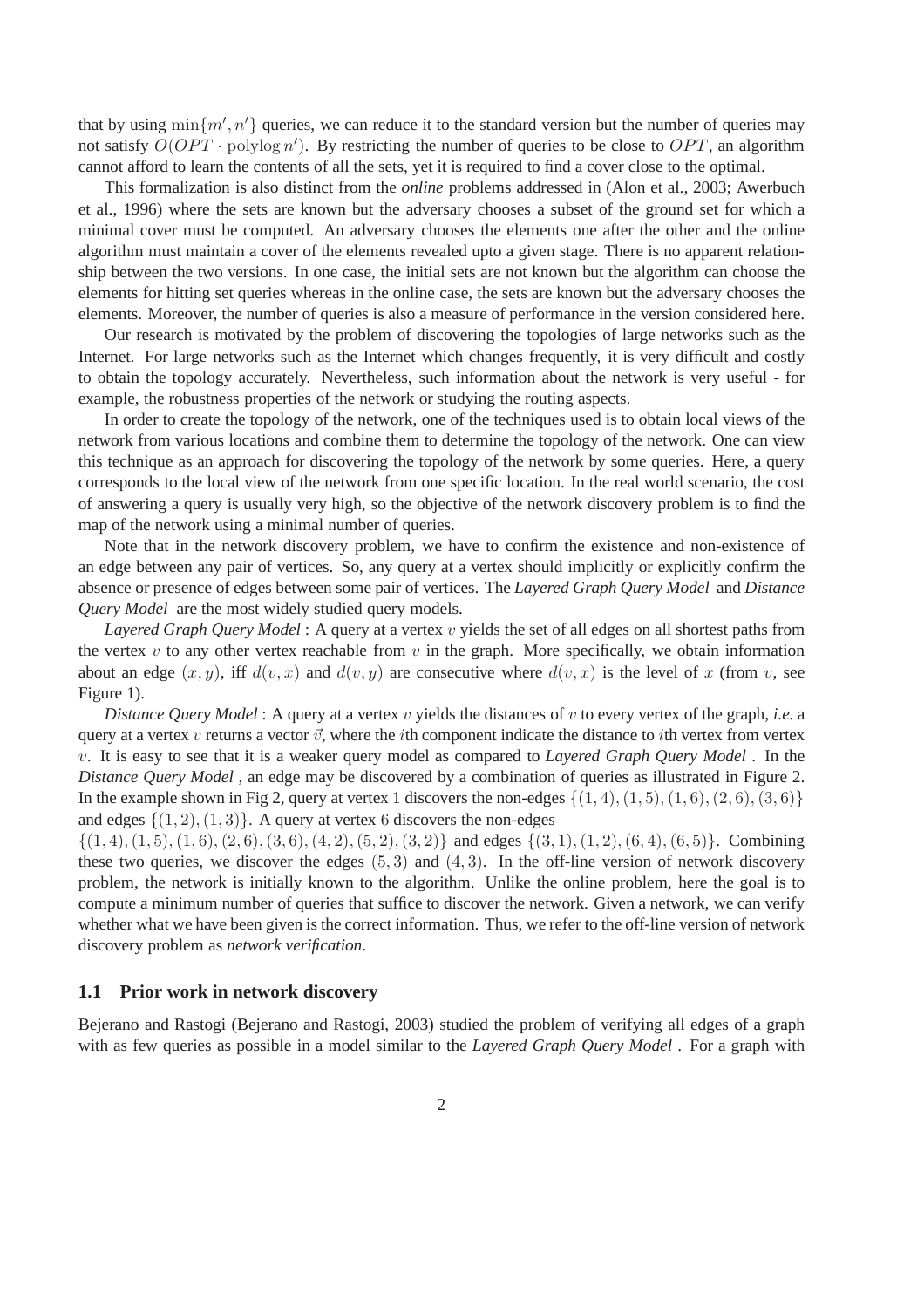that by using $\min\{m', n'\}$ queries, we can reduce it to the standard version but the number of queries may not satisfy $O(OPT \cdot \text{polylog}\, n')$. By restricting the number of queries to be close to $OPT$, an algorithm cannot afford to learn the contents of all the sets, yet it is required to find a cover close to the optimal.

This formalization is also distinct from the *online* problems addressed in (Alon et al., 2003; Awerbuch et al., 1996) where the sets are known but the adversary chooses a subset of the ground set for which a minimal cover must be computed. An adversary chooses the elements one after the other and the online algorithm must maintain a cover of the elements revealed upto a given stage. There is no apparent relationship between the two versions. In one case, the initial sets are not known but the algorithm can choose the elements for hitting set queries whereas in the online case, the sets are known but the adversary chooses the elements. Moreover, the number of queries is also a measure of performance in the version considered here.

Our research is motivated by the problem of discovering the topologies of large networks such as the Internet. For large networks such as the Internet which changes frequently, it is very difficult and costly to obtain the topology accurately. Nevertheless, such information about the network is very useful - for example, the robustness properties of the network or studying the routing aspects.

In order to create the topology of the network, one of the techniques used is to obtain local views of the network from various locations and combine them to determine the topology of the network. One can view this technique as an approach for discovering the topology of the network by some queries. Here, a query corresponds to the local view of the network from one specific location. In the real world scenario, the cost of answering a query is usually very high, so the objective of the network discovery problem is to find the map of the network using a minimal number of queries.

Note that in the network discovery problem, we have to confirm the existence and non-existence of an edge between any pair of vertices. So, any query at a vertex should implicitly or explicitly confirm the absence or presence of edges between some pair of vertices. The *Layered Graph Query Model* and *Distance Query Model* are the most widely studied query models.

*Layered Graph Query Model* : A query at a vertex $v$ yields the set of all edges on all shortest paths from the vertex $v$ to any other vertex reachable from $v$ in the graph. More specifically, we obtain information about an edge $(x, y)$, iff $d(v, x)$ and $d(v, y)$ are consecutive where $d(v, x)$ is the level of $x$ (from $v$, see Figure 1).

*Distance Query Model* : A query at a vertex $v$ yields the distances of $v$ to every vertex of the graph, *i.e.* a query at a vertex $v$ returns a vector $\vec{v}$, where the $i$th component indicate the distance to $i$th vertex from vertex $v$. It is easy to see that it is a weaker query model as compared to *Layered Graph Query Model* . In the *Distance Query Model* , an edge may be discovered by a combination of queries as illustrated in Figure 2. In the example shown in Fig 2, query at vertex 1 discovers the non-edges $\{(1, 4), (1, 5), (1, 6), (2, 6), (3, 6)\}$ and edges $\{(1, 2), (1, 3)\}$. A query at vertex 6 discovers the non-edges $\{(1, 4), (1, 5), (1, 6), (2, 6), (3, 6), (4, 2), (5, 2), (3, 2)\}$ and edges $\{(3, 1), (1, 2), (6, 4), (6, 5)\}$. Combining these two queries, we discover the edges $(5, 3)$ and $(4, 3)$. In the off-line version of network discovery problem, the network is initially known to the algorithm. Unlike the online problem, here the goal is to compute a minimum number of queries that suffice to discover the network. Given a network, we can verify whether what we have been given is the correct information. Thus, we refer to the off-line version of network discovery problem as *network verification*.

### 1.1 Prior work in network discovery

Bejerano and Rastogi (Bejerano and Rastogi, 2003) studied the problem of verifying all edges of a graph with as few queries as possible in a model similar to the *Layered Graph Query Model* . For a graph with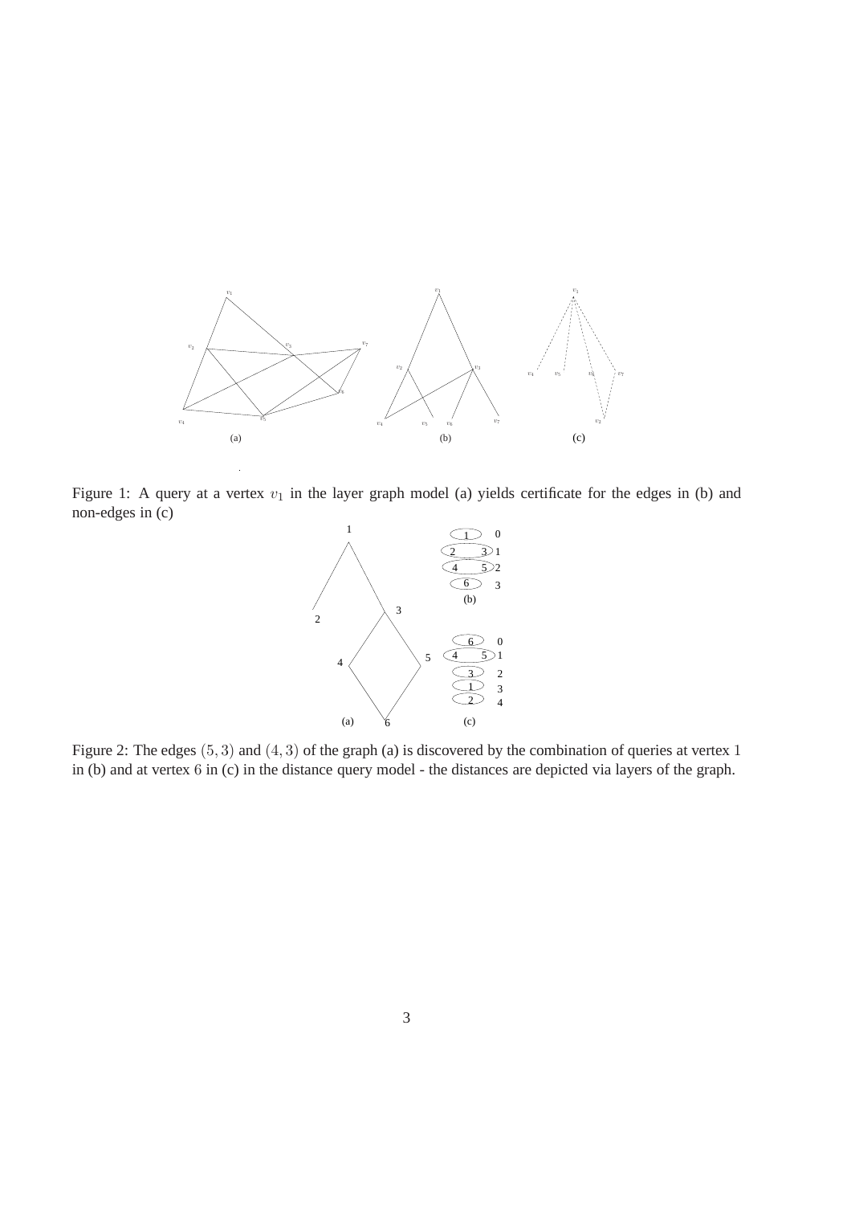Figure 1: A query at a vertex $v_1$ in the layer graph model (a) yields certificate for the edges in (b) and non-edges in (c)

Figure 2: The edges $(5, 3)$ and $(4, 3)$ of the graph (a) is discovered by the combination of queries at vertex $1$ in (b) and at vertex $6$ in (c) in the distance query model - the distances are depicted via layers of the graph.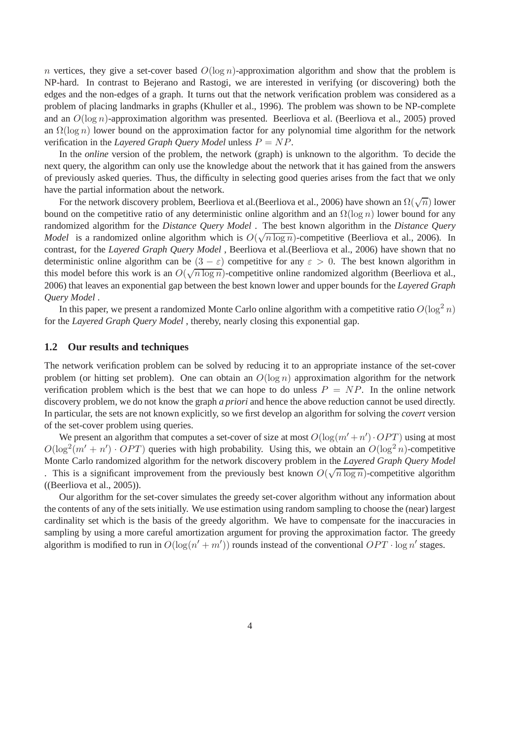$n$ vertices, they give a set-cover based $O(\log n)$-approximation algorithm and show that the problem is NP-hard. In contrast to Bejerano and Rastogi, we are interested in verifying (or discovering) both the edges and the non-edges of a graph. It turns out that the network verification problem was considered as a problem of placing landmarks in graphs (Khuller et al., 1996). The problem was shown to be NP-complete and an $O(\log n)$-approximation algorithm was presented. Beerliova et al. (Beerliova et al., 2005) proved an $\Omega(\log n)$ lower bound on the approximation factor for any polynomial time algorithm for the network verification in the *Layered Graph Query Model* unless $P = NP$.

In the *online* version of the problem, the network (graph) is unknown to the algorithm. To decide the next query, the algorithm can only use the knowledge about the network that it has gained from the answers of previously asked queries. Thus, the difficulty in selecting good queries arises from the fact that we only have the partial information about the network.

For the network discovery problem, Beerliova et al.(Beerliova et al., 2006) have shown an $\Omega(\sqrt{n})$ lower bound on the competitive ratio of any deterministic online algorithm and an $\Omega(\log n)$ lower bound for any randomized algorithm for the *Distance Query Model* . The best known algorithm in the *Distance Query Model* is a randomized online algorithm which is $O(\sqrt{n \log n})$-competitive (Beerliova et al., 2006). In contrast, for the *Layered Graph Query Model* , Beerliova et al.(Beerliova et al., 2006) have shown that no deterministic online algorithm can be $(3 - \varepsilon)$ competitive for any $\varepsilon > 0$. The best known algorithm in this model before this work is an $O(\sqrt{n \log n})$-competitive online randomized algorithm (Beerliova et al., 2006) that leaves an exponential gap between the best known lower and upper bounds for the *Layered Graph Query Model* .

In this paper, we present a randomized Monte Carlo online algorithm with a competitive ratio $O(\log^2 n)$ for the *Layered Graph Query Model* , thereby, nearly closing this exponential gap.

### 1.2 Our results and techniques

The network verification problem can be solved by reducing it to an appropriate instance of the set-cover problem (or hitting set problem). One can obtain an $O(\log n)$ approximation algorithm for the network verification problem which is the best that we can hope to do unless $P = NP$. In the online network discovery problem, we do not know the graph *a priori* and hence the above reduction cannot be used directly. In particular, the sets are not known explicitly, so we first develop an algorithm for solving the *covert* version of the set-cover problem using queries.

We present an algorithm that computes a set-cover of size at most $O(\log(m' + n') \cdot OPT)$ using at most $O(\log^2(m' + n') \cdot OPT)$ queries with high probability. Using this, we obtain an $O(\log^2 n)$-competitive Monte Carlo randomized algorithm for the network discovery problem in the *Layered Graph Query Model* . This is a significant improvement from the previously best known $O(\sqrt{n \log n})$-competitive algorithm ((Beerliova et al., 2005)).

Our algorithm for the set-cover simulates the greedy set-cover algorithm without any information about the contents of any of the sets initially. We use estimation using random sampling to choose the (near) largest cardinality set which is the basis of the greedy algorithm. We have to compensate for the inaccuracies in sampling by using a more careful amortization argument for proving the approximation factor. The greedy algorithm is modified to run in $O(\log(n' + m'))$ rounds instead of the conventional $OPT \cdot \log n'$ stages.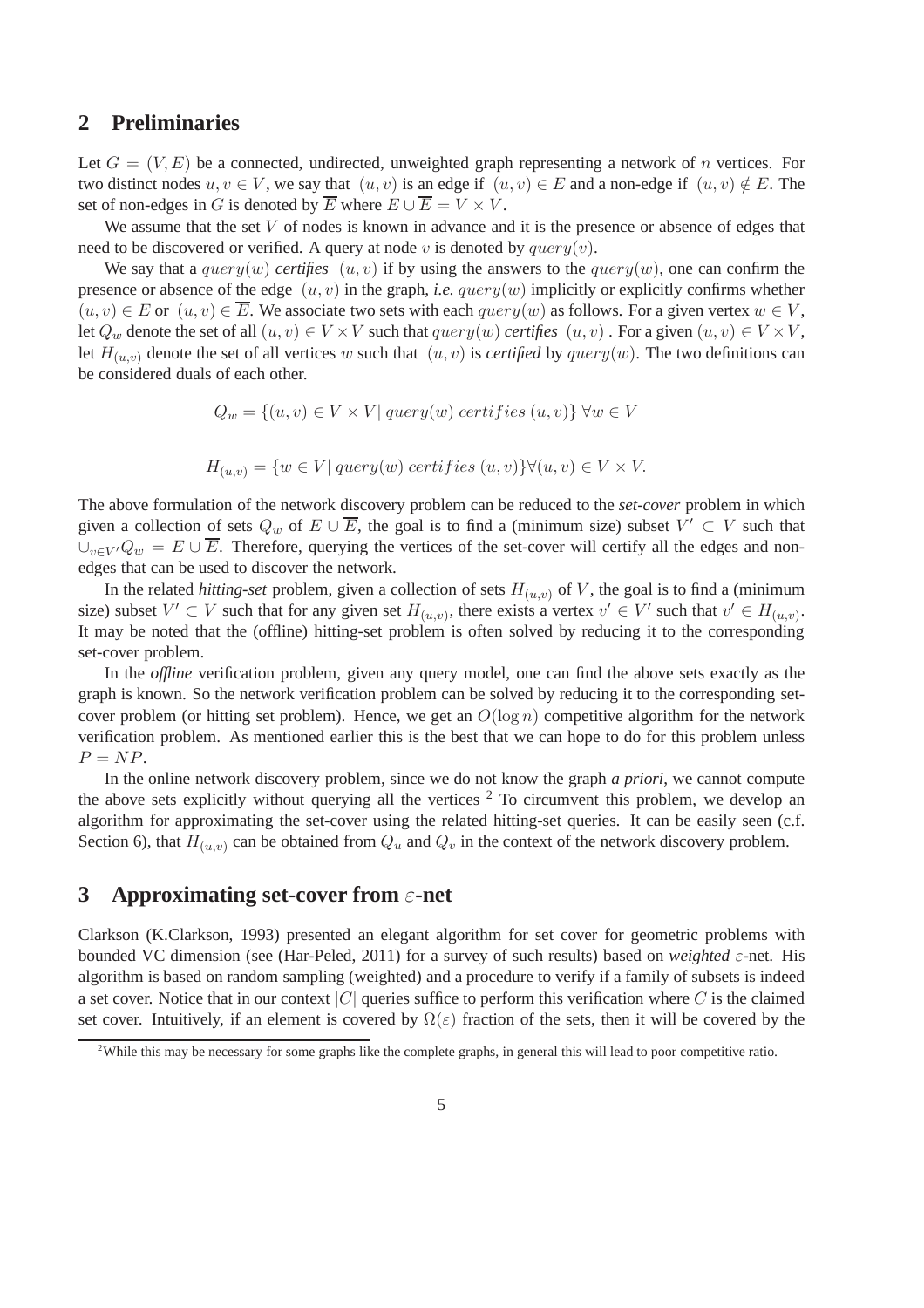## 2 Preliminaries

Let $G = (V, E)$ be a connected, undirected, unweighted graph representing a network of $n$ vertices. For two distinct nodes $u, v \in V$, we say that $(u, v)$ is an edge if $(u, v) \in E$ and a non-edge if $(u, v) \notin E$. The set of non-edges in $G$ is denoted by $\overline{E}$ where $E \cup \overline{E} = V \times V$.

We assume that the set $V$ of nodes is known in advance and it is the presence or absence of edges that need to be discovered or verified. A query at node $v$ is denoted by $query(v)$.

We say that a $query(w)$ *certifies* $(u, v)$ if by using the answers to the $query(w)$, one can confirm the presence or absence of the edge $(u, v)$ in the graph, *i.e.* $query(w)$ implicitly or explicitly confirms whether $(u, v) \in E$ or $(u, v) \in \overline{E}$. We associate two sets with each $query(w)$ as follows. For a given vertex $w \in V$, let $Q_w$ denote the set of all $(u, v) \in V \times V$ such that $query(w)$ *certifies* $(u, v)$ . For a given $(u, v) \in V \times V$, let $H_{(u,v)}$ denote the set of all vertices $w$ such that $(u, v)$ is *certified* by $query(w)$. The two definitions can be considered duals of each other.

$$Q_w = \{(u, v) \in V \times V |\, query(w)\ certifies\ (u, v)\}\ \forall w \in V$$

$$H_{(u,v)} = \{w \in V |\, query(w)\ certifies\ (u, v)\} \forall (u, v) \in V \times V.$$

The above formulation of the network discovery problem can be reduced to the *set-cover* problem in which given a collection of sets $Q_w$ of $E \cup \overline{E}$, the goal is to find a (minimum size) subset $V' \subset V$ such that $\cup_{v \in V'} Q_w = E \cup \overline{E}$. Therefore, querying the vertices of the set-cover will certify all the edges and non-edges that can be used to discover the network.

In the related *hitting-set* problem, given a collection of sets $H_{(u,v)}$ of $V$, the goal is to find a (minimum size) subset $V' \subset V$ such that for any given set $H_{(u,v)}$, there exists a vertex $v' \in V'$ such that $v' \in H_{(u,v)}$. It may be noted that the (offline) hitting-set problem is often solved by reducing it to the corresponding set-cover problem.

In the *offline* verification problem, given any query model, one can find the above sets exactly as the graph is known. So the network verification problem can be solved by reducing it to the corresponding set-cover problem (or hitting set problem). Hence, we get an $O(\log n)$ competitive algorithm for the network verification problem. As mentioned earlier this is the best that we can hope to do for this problem unless $P = NP$.

In the online network discovery problem, since we do not know the graph *a priori*, we cannot compute the above sets explicitly without querying all the vertices [2] To circumvent this problem, we develop an algorithm for approximating the set-cover using the related hitting-set queries. It can be easily seen (c.f. Section 6), that $H_{(u,v)}$ can be obtained from $Q_u$ and $Q_v$ in the context of the network discovery problem.

## 3 Approximating set-cover from $\varepsilon$-net

Clarkson (K.Clarkson, 1993) presented an elegant algorithm for set cover for geometric problems with bounded VC dimension (see (Har-Peled, 2011) for a survey of such results) based on *weighted* $\varepsilon$-net. His algorithm is based on random sampling (weighted) and a procedure to verify if a family of subsets is indeed a set cover. Notice that in our context $|C|$ queries suffice to perform this verification where $C$ is the claimed set cover. Intuitively, if an element is covered by $\Omega(\varepsilon)$ fraction of the sets, then it will be covered by the

[2] While this may be necessary for some graphs like the complete graphs, in general this will lead to poor competitive ratio.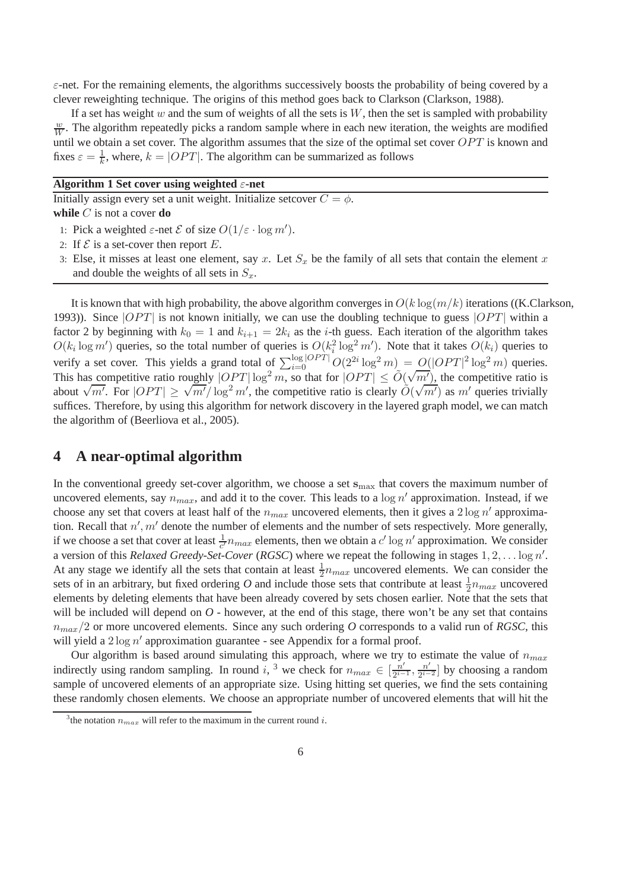$\varepsilon$-net. For the remaining elements, the algorithms successively boosts the probability of being covered by a clever reweighting technique. The origins of this method goes back to Clarkson (Clarkson, 1988).

If a set has weight $w$ and the sum of weights of all the sets is $W$, then the set is sampled with probability $\frac{w}{W}$. The algorithm repeatedly picks a random sample where in each new iteration, the weights are modified until we obtain a set cover. The algorithm assumes that the size of the optimal set cover $OPT$ is known and fixes $\varepsilon = \frac{1}{k}$, where, $k = |OPT|$. The algorithm can be summarized as follows

**Algorithm 1 Set cover using weighted $\varepsilon$-net**

Initially assign every set a unit weight. Initialize setcover $C = \phi$.
**while** $C$ is not a cover **do**

1. Pick a weighted $\varepsilon$-net $\mathcal{E}$ of size $O(1/\varepsilon \cdot \log m')$.
2. If $\mathcal{E}$ is a set-cover then report $E$.
3. Else, it misses at least one element, say $x$. Let $S_x$ be the family of all sets that contain the element $x$ and double the weights of all sets in $S_x$.

It is known that with high probability, the above algorithm converges in $O(k \log(m/k)$ iterations ((K.Clarkson, 1993)). Since $|OPT|$ is not known initially, we can use the doubling technique to guess $|OPT|$ within a factor 2 by beginning with $k_0 = 1$ and $k_{i+1} = 2k_i$ as the $i$-th guess. Each iteration of the algorithm takes $O(k_i \log m')$ queries, so the total number of queries is $O(k_i^2 \log^2 m')$. Note that it takes $O(k_i)$ queries to verify a set cover. This yields a grand total of $\sum_{i=0}^{\log |OPT|} O(2^{2i} \log^2 m) = O(|OPT|^2 \log^2 m)$ queries. This has competitive ratio roughly $|OPT| \log^2 m$, so that for $|OPT| \leq \tilde{O}(\sqrt{m'})$, the competitive ratio is about $\sqrt{m'}$. For $|OPT| \geq \sqrt{m'}/\log^2 m'$, the competitive ratio is clearly $\tilde{O}(\sqrt{m'})$ as $m'$ queries trivially suffices. Therefore, by using this algorithm for network discovery in the layered graph model, we can match the algorithm of (Beerliova et al., 2005).

## 4 A near-optimal algorithm

In the conventional greedy set-cover algorithm, we choose a set $\mathbf{s}_{\max}$ that covers the maximum number of uncovered elements, say $n_{max}$, and add it to the cover. This leads to a $\log n'$ approximation. Instead, if we choose any set that covers at least half of the $n_{max}$ uncovered elements, then it gives a $2 \log n'$ approximation. Recall that $n', m'$ denote the number of elements and the number of sets respectively. More generally, if we choose a set that cover at least $\frac{1}{c'} n_{max}$ elements, then we obtain a $c' \log n'$ approximation. We consider a version of this *Relaxed Greedy-Set-Cover* (*RGSC*) where we repeat the following in stages $1, 2, \ldots \log n'$. At any stage we identify all the sets that contain at least $\frac{1}{2} n_{max}$ uncovered elements. We can consider the sets of in an arbitrary, but fixed ordering *O* and include those sets that contribute at least $\frac{1}{2} n_{max}$ uncovered elements by deleting elements that have been already covered by sets chosen earlier. Note that the sets that will be included will depend on *O* - however, at the end of this stage, there won't be any set that contains $n_{max}/2$ or more uncovered elements. Since any such ordering *O* corresponds to a valid run of *RGSC*, this will yield a $2 \log n'$ approximation guarantee - see Appendix for a formal proof.

Our algorithm is based around simulating this approach, where we try to estimate the value of $n_{max}$ indirectly using random sampling. In round $i$, [3] we check for $n_{max} \in [\frac{n'}{2^{i-1}}, \frac{n'}{2^{i-2}}]$ by choosing a random sample of uncovered elements of an appropriate size. Using hitting set queries, we find the sets containing these randomly chosen elements. We choose an appropriate number of uncovered elements that will hit the

[3] the notation $n_{max}$ will refer to the maximum in the current round $i$.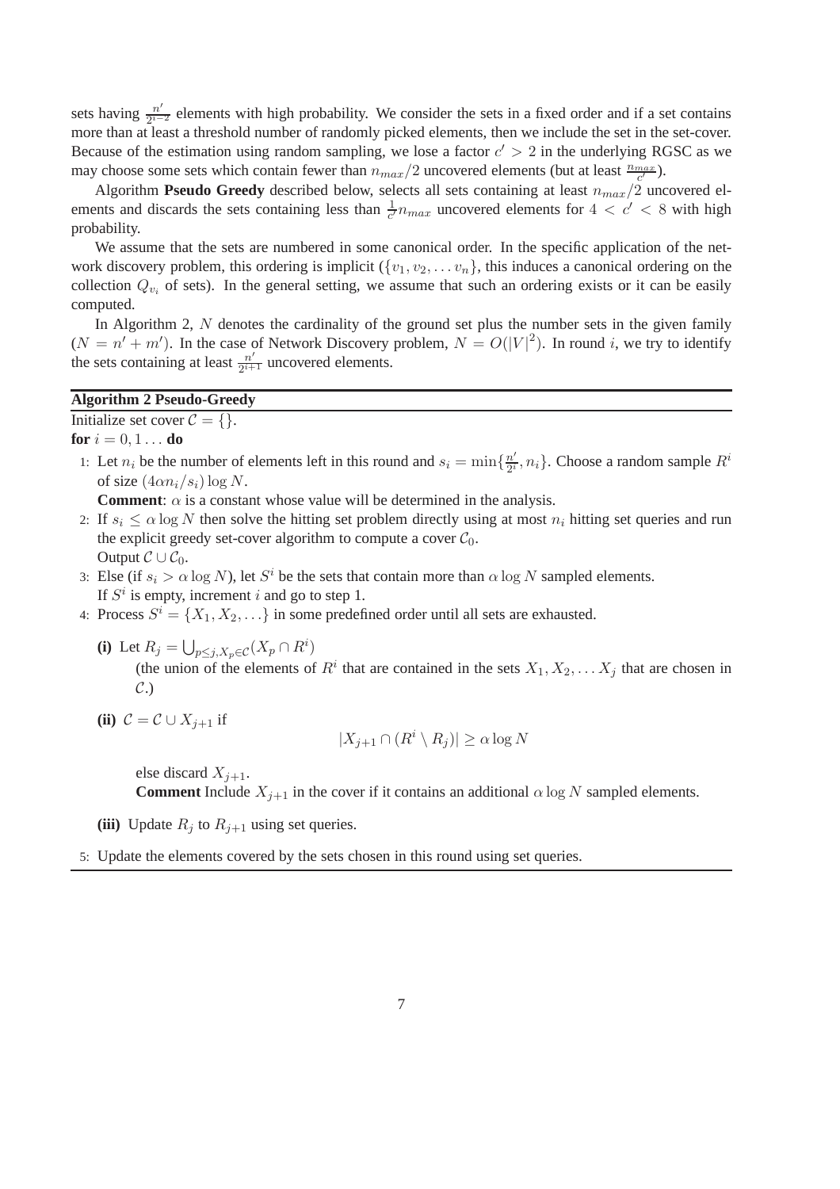sets having $\frac{n'}{2^{i-2}}$ elements with high probability. We consider the sets in a fixed order and if a set contains more than at least a threshold number of randomly picked elements, then we include the set in the set-cover. Because of the estimation using random sampling, we lose a factor $c' > 2$ in the underlying RGSC as we may choose some sets which contain fewer than $n_{max}/2$ uncovered elements (but at least $\frac{n_{max}}{c'}$).

Algorithm **Pseudo Greedy** described below, selects all sets containing at least $n_{max}/2$ uncovered elements and discards the sets containing less than $\frac{1}{c'}n_{max}$ uncovered elements for $4 < c' < 8$ with high probability.

We assume that the sets are numbered in some canonical order. In the specific application of the network discovery problem, this ordering is implicit ($\{v_1, v_2, \ldots v_n\}$, this induces a canonical ordering on the collection $Q_{v_i}$ of sets). In the general setting, we assume that such an ordering exists or it can be easily computed.

In Algorithm 2, $N$ denotes the cardinality of the ground set plus the number sets in the given family ($N = n' + m'$). In the case of Network Discovery problem, $N = O(|V|^2)$. In round $i$, we try to identify the sets containing at least $\frac{n'}{2^{i+1}}$ uncovered elements.

---

**Algorithm 2 Pseudo-Greedy**

---

Initialize set cover $\mathcal{C} = \{\}$.

**for** $i = 0, 1 \ldots$ **do**

1: Let $n_i$ be the number of elements left in this round and $s_i = \min\{\frac{n'}{2^i}, n_i\}$. Choose a random sample $R^i$ of size $(4\alpha n_i/s_i)\log N$.

**Comment**: $\alpha$ is a constant whose value will be determined in the analysis.

2: If $s_i \leq \alpha \log N$ then solve the hitting set problem directly using at most $n_i$ hitting set queries and run the explicit greedy set-cover algorithm to compute a cover $\mathcal{C}_0$.
Output $\mathcal{C} \cup \mathcal{C}_0$.

3: Else (if $s_i > \alpha \log N$), let $S^i$ be the sets that contain more than $\alpha \log N$ sampled elements.
If $S^i$ is empty, increment $i$ and go to step 1.

4: Process $S^i = \{X_1, X_2, \ldots\}$ in some predefined order until all sets are exhausted.

**(i)** Let $R_j = \bigcup_{p \leq j, X_p \in \mathcal{C}} (X_p \cap R^i)$
(the union of the elements of $R^i$ that are contained in the sets $X_1, X_2, \ldots X_j$ that are chosen in $\mathcal{C}$.)

**(ii)** $\mathcal{C} = \mathcal{C} \cup X_{j+1}$ if

$$|X_{j+1} \cap (R^i \setminus R_j)| \geq \alpha \log N$$

else discard $X_{j+1}$.
**Comment** Include $X_{j+1}$ in the cover if it contains an additional $\alpha \log N$ sampled elements.

**(iii)** Update $R_j$ to $R_{j+1}$ using set queries.

5: Update the elements covered by the sets chosen in this round using set queries.

---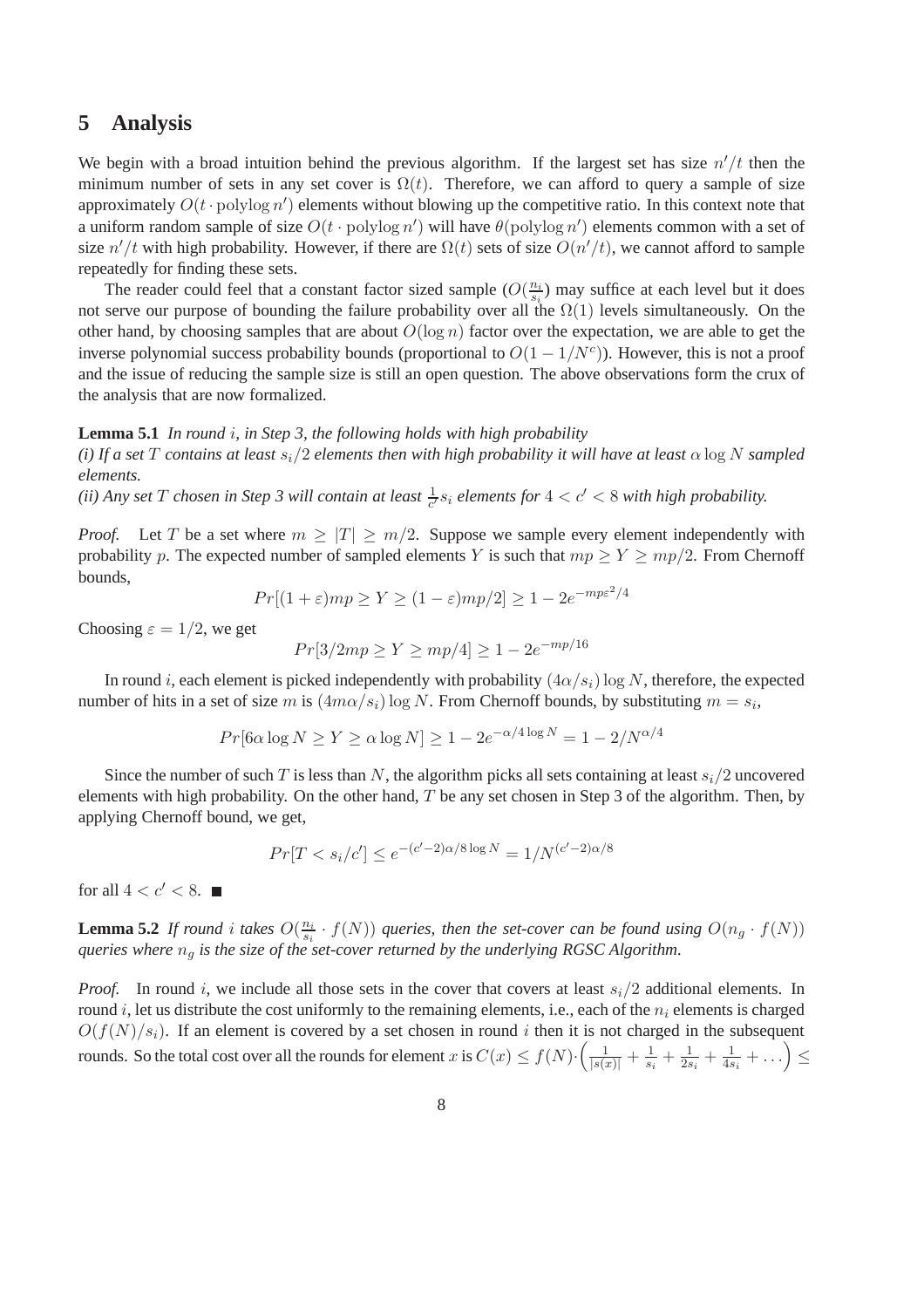## 5 Analysis

We begin with a broad intuition behind the previous algorithm. If the largest set has size $n'/t$ then the minimum number of sets in any set cover is $\Omega(t)$. Therefore, we can afford to query a sample of size approximately $O(t \cdot \text{polylog } n')$ elements without blowing up the competitive ratio. In this context note that a uniform random sample of size $O(t \cdot \text{polylog } n')$ will have $\theta(\text{polylog } n')$ elements common with a set of size $n'/t$ with high probability. However, if there are $\Omega(t)$ sets of size $O(n'/t)$, we cannot afford to sample repeatedly for finding these sets.

The reader could feel that a constant factor sized sample ($O(\frac{n_i}{s_i})$ may suffice at each level but it does not serve our purpose of bounding the failure probability over all the $\Omega(1)$ levels simultaneously. On the other hand, by choosing samples that are about $O(\log n)$ factor over the expectation, we are able to get the inverse polynomial success probability bounds (proportional to $O(1 - 1/N^c)$). However, this is not a proof and the issue of reducing the sample size is still an open question. The above observations form the crux of the analysis that are now formalized.

**Lemma 5.1** *In round $i$, in Step 3, the following holds with high probability*
*(i) If a set $T$ contains at least $s_i/2$ elements then with high probability it will have at least $\alpha \log N$ sampled elements.*
*(ii) Any set $T$ chosen in Step 3 will contain at least $\frac{1}{c'} s_i$ elements for $4 < c' < 8$ with high probability.*

*Proof.* Let $T$ be a set where $m \geq |T| \geq m/2$. Suppose we sample every element independently with probability $p$. The expected number of sampled elements $Y$ is such that $mp \geq Y \geq mp/2$. From Chernoff bounds,

$$Pr[(1+\varepsilon)mp \geq Y \geq (1-\varepsilon)mp/2] \geq 1 - 2e^{-mp\varepsilon^2/4}$$

Choosing $\varepsilon = 1/2$, we get

$$Pr[3/2mp \geq Y \geq mp/4] \geq 1 - 2e^{-mp/16}$$

In round $i$, each element is picked independently with probability $(4\alpha/s_i)\log N$, therefore, the expected number of hits in a set of size $m$ is $(4m\alpha/s_i)\log N$. From Chernoff bounds, by substituting $m = s_i$,

$$Pr[6\alpha \log N \geq Y \geq \alpha \log N] \geq 1 - 2e^{-\alpha/4 \log N} = 1 - 2/N^{\alpha/4}$$

Since the number of such $T$ is less than $N$, the algorithm picks all sets containing at least $s_i/2$ uncovered elements with high probability. On the other hand, $T$ be any set chosen in Step 3 of the algorithm. Then, by applying Chernoff bound, we get,

$$Pr[T < s_i/c'] \leq e^{-(c'-2)\alpha/8 \log N} = 1/N^{(c'-2)\alpha/8}$$

for all $4 < c' < 8$. ■

**Lemma 5.2** *If round $i$ takes $O(\frac{n_i}{s_i} \cdot f(N))$ queries, then the set-cover can be found using $O(n_g \cdot f(N))$ queries where $n_g$ is the size of the set-cover returned by the underlying RGSC Algorithm.*

*Proof.* In round $i$, we include all those sets in the cover that covers at least $s_i/2$ additional elements. In round $i$, let us distribute the cost uniformly to the remaining elements, i.e., each of the $n_i$ elements is charged $O(f(N)/s_i)$. If an element is covered by a set chosen in round $i$ then it is not charged in the subsequent rounds. So the total cost over all the rounds for element $x$ is $C(x) \leq f(N) \cdot \left(\frac{1}{|s(x)|} + \frac{1}{s_i} + \frac{1}{2s_i} + \frac{1}{4s_i} + \dots\right) \leq$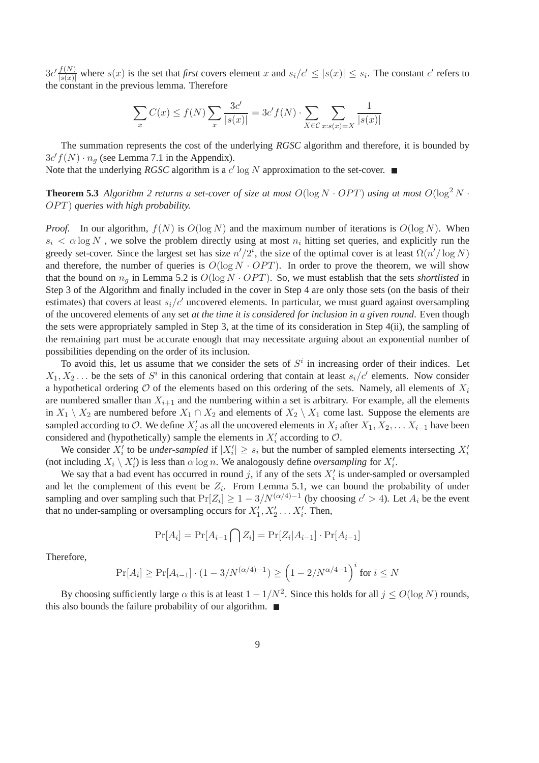$3c' \frac{f(N)}{|s(x)|}$ where $s(x)$ is the set that *first* covers element $x$ and $s_i/c' \leq |s(x)| \leq s_i$. The constant $c'$ refers to the constant in the previous lemma. Therefore

$$\sum_x C(x) \leq f(N) \sum_x \frac{3c'}{|s(x)|} = 3c' f(N) \cdot \sum_{X \in \mathcal{C}} \sum_{x : s(x) = X} \frac{1}{|s(x)|}$$

The summation represents the cost of the underlying *RGSC* algorithm and therefore, it is bounded by $3c' f(N) \cdot n_g$ (see Lemma 7.1 in the Appendix).
Note that the underlying *RGSC* algorithm is a $c' \log N$ approximation to the set-cover. ■

**Theorem 5.3** *Algorithm 2 returns a set-cover of size at most $O(\log N \cdot OPT)$ using at most $O(\log^2 N \cdot OPT)$ queries with high probability.*

*Proof.* In our algorithm, $f(N)$ is $O(\log N)$ and the maximum number of iterations is $O(\log N)$. When $s_i < \alpha \log N$, we solve the problem directly using at most $n_i$ hitting set queries, and explicitly run the greedy set-cover. Since the largest set has size $n'/2^i$, the size of the optimal cover is at least $\Omega(n'/\log N)$ and therefore, the number of queries is $O(\log N \cdot OPT)$. In order to prove the theorem, we will show that the bound on $n_g$ in Lemma 5.2 is $O(\log N \cdot OPT)$. So, we must establish that the sets *shortlisted* in Step 3 of the Algorithm and finally included in the cover in Step 4 are only those sets (on the basis of their estimates) that covers at least $s_i/c'$ uncovered elements. In particular, we must guard against oversampling of the uncovered elements of any set *at the time it is considered for inclusion in a given round*. Even though the sets were appropriately sampled in Step 3, at the time of its consideration in Step 4(ii), the sampling of the remaining part must be accurate enough that may necessitate arguing about an exponential number of possibilities depending on the order of its inclusion.

To avoid this, let us assume that we consider the sets of $S^i$ in increasing order of their indices. Let $X_1, X_2 \ldots$ be the sets of $S^i$ in this canonical ordering that contain at least $s_i/c'$ elements. Now consider a hypothetical ordering $\mathcal{O}$ of the elements based on this ordering of the sets. Namely, all elements of $X_i$ are numbered smaller than $X_{i+1}$ and the numbering within a set is arbitrary. For example, all the elements in $X_1 \setminus X_2$ are numbered before $X_1 \cap X_2$ and elements of $X_2 \setminus X_1$ come last. Suppose the elements are sampled according to $\mathcal{O}$. We define $X'_i$ as all the uncovered elements in $X_i$ after $X_1, X_2, \ldots X_{i-1}$ have been considered and (hypothetically) sample the elements in $X'_i$ according to $\mathcal{O}$.

We consider $X'_i$ to be *under-sampled* if $|X'_i| \geq s_i$ but the number of sampled elements intersecting $X'_i$ (not including $X_i \setminus X'_i$) is less than $\alpha \log n$. We analogously define *oversampling* for $X'_i$.

We say that a bad event has occurred in round $j$, if any of the sets $X'_i$ is under-sampled or oversampled and let the complement of this event be $Z_i$. From Lemma 5.1, we can bound the probability of under sampling and over sampling such that $\Pr[Z_i] \geq 1 - 3/N^{(\alpha/4)-1}$ (by choosing $c' > 4$). Let $A_i$ be the event that no under-sampling or oversampling occurs for $X'_1, X'_2 \ldots X'_i$. Then,

$$\Pr[A_i] = \Pr[A_{i-1} \bigcap Z_i] = \Pr[Z_i | A_{i-1}] \cdot \Pr[A_{i-1}]$$

Therefore,

$$\Pr[A_i] \geq \Pr[A_{i-1}] \cdot (1 - 3/N^{(\alpha/4)-1}) \geq \left(1 - 2/N^{\alpha/4-1}\right)^i \text{ for } i \leq N$$

By choosing sufficiently large $\alpha$ this is at least $1 - 1/N^2$. Since this holds for all $j \leq O(\log N)$ rounds, this also bounds the failure probability of our algorithm. ■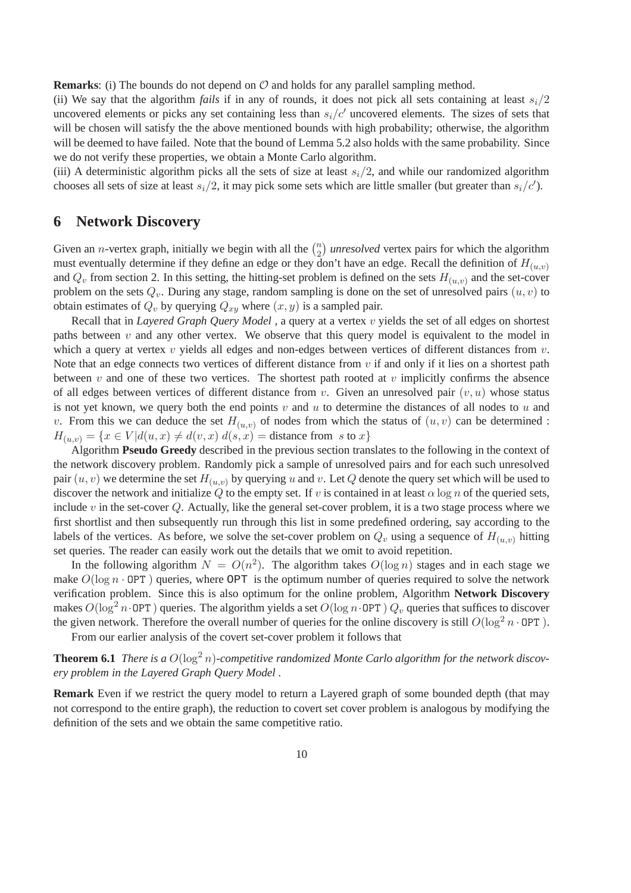**Remarks**: (i) The bounds do not depend on $\mathcal{O}$ and holds for any parallel sampling method.
(ii) We say that the algorithm *fails* if in any of rounds, it does not pick all sets containing at least $s_i/2$ uncovered elements or picks any set containing less than $s_i/c'$ uncovered elements. The sizes of sets that will be chosen will satisfy the the above mentioned bounds with high probability; otherwise, the algorithm will be deemed to have failed. Note that the bound of Lemma 5.2 also holds with the same probability. Since we do not verify these properties, we obtain a Monte Carlo algorithm.
(iii) A deterministic algorithm picks all the sets of size at least $s_i/2$, and while our randomized algorithm chooses all sets of size at least $s_i/2$, it may pick some sets which are little smaller (but greater than $s_i/c'$).

# 6 Network Discovery

Given an $n$-vertex graph, initially we begin with all the $\binom{n}{2}$ *unresolved* vertex pairs for which the algorithm must eventually determine if they define an edge or they don't have an edge. Recall the definition of $H_{(u,v)}$ and $Q_v$ from section 2. In this setting, the hitting-set problem is defined on the sets $H_{(u,v)}$ and the set-cover problem on the sets $Q_v$. During any stage, random sampling is done on the set of unresolved pairs $(u, v)$ to obtain estimates of $Q_v$ by querying $Q_{xy}$ where $(x, y)$ is a sampled pair.

Recall that in *Layered Graph Query Model* , a query at a vertex $v$ yields the set of all edges on shortest paths between $v$ and any other vertex. We observe that this query model is equivalent to the model in which a query at vertex $v$ yields all edges and non-edges between vertices of different distances from $v$. Note that an edge connects two vertices of different distance from $v$ if and only if it lies on a shortest path between $v$ and one of these two vertices. The shortest path rooted at $v$ implicitly confirms the absence of all edges between vertices of different distance from $v$. Given an unresolved pair $(v, u)$ whose status is not yet known, we query both the end points $v$ and $u$ to determine the distances of all nodes to $u$ and $v$. From this we can deduce the set $H_{(u,v)}$ of nodes from which the status of $(u, v)$ can be determined : $H_{(u,v)} = \{x \in V | d(u, x) \neq d(v, x) \; d(s, x) = \text{distance from } s \text{ to } x\}$

Algorithm **Pseudo Greedy** described in the previous section translates to the following in the context of the network discovery problem. Randomly pick a sample of unresolved pairs and for each such unresolved pair $(u, v)$ we determine the set $H_{(u,v)}$ by querying $u$ and $v$. Let $Q$ denote the query set which will be used to discover the network and initialize $Q$ to the empty set. If $v$ is contained in at least $\alpha \log n$ of the queried sets, include $v$ in the set-cover $Q$. Actually, like the general set-cover problem, it is a two stage process where we first shortlist and then subsequently run through this list in some predefined ordering, say according to the labels of the vertices. As before, we solve the set-cover problem on $Q_v$ using a sequence of $H_{(u,v)}$ hitting set queries. The reader can easily work out the details that we omit to avoid repetition.

In the following algorithm $N = O(n^2)$. The algorithm takes $O(\log n)$ stages and in each stage we make $O(\log n \cdot \texttt{OPT})$ queries, where $\texttt{OPT}$ is the optimum number of queries required to solve the network verification problem. Since this is also optimum for the online problem, Algorithm **Network Discovery** makes $O(\log^2 n \cdot \texttt{OPT})$ queries. The algorithm yields a set $O(\log n \cdot \texttt{OPT})$ $Q_v$ queries that suffices to discover the given network. Therefore the overall number of queries for the online discovery is still $O(\log^2 n \cdot \texttt{OPT})$.

From our earlier analysis of the covert set-cover problem it follows that

**Theorem 6.1** *There is a $O(\log^2 n)$-competitive randomized Monte Carlo algorithm for the network discovery problem in the Layered Graph Query Model .*

**Remark** Even if we restrict the query model to return a Layered graph of some bounded depth (that may not correspond to the entire graph), the reduction to covert set cover problem is analogous by modifying the definition of the sets and we obtain the same competitive ratio.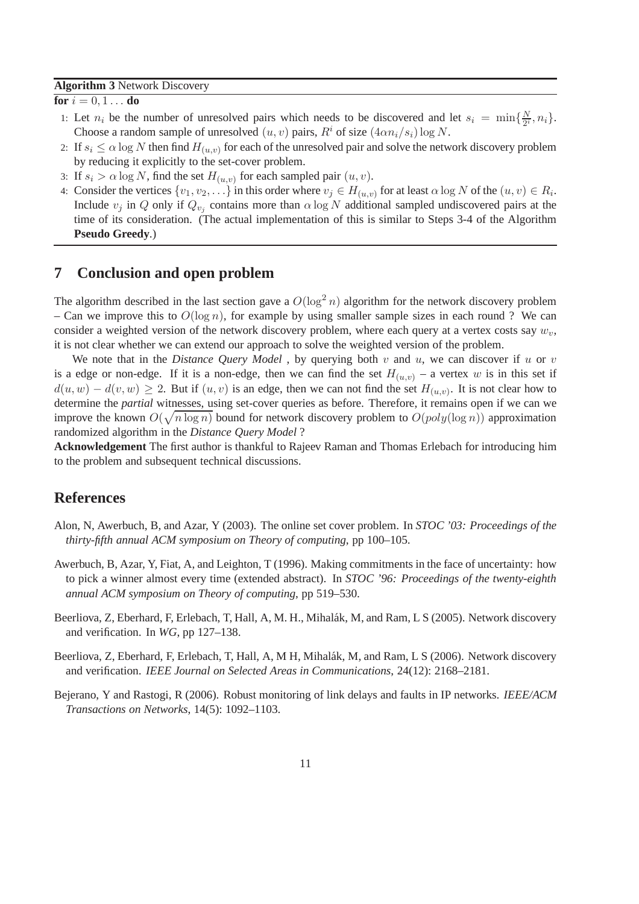**Algorithm 3** Network Discovery

**for** $i = 0, 1 \ldots$ **do**

1: Let $n_i$ be the number of unresolved pairs which needs to be discovered and let $s_i = \min\{\frac{N}{2^i}, n_i\}$. Choose a random sample of unresolved $(u, v)$ pairs, $R^i$ of size $(4\alpha n_i/s_i) \log N$.

2: If $s_i \leq \alpha \log N$ then find $H_{(u,v)}$ for each of the unresolved pair and solve the network discovery problem by reducing it explicitly to the set-cover problem.

3: If $s_i > \alpha \log N$, find the set $H_{(u,v)}$ for each sampled pair $(u, v)$.

4: Consider the vertices $\{v_1, v_2, \ldots\}$ in this order where $v_j \in H_{(u,v)}$ for at least $\alpha \log N$ of the $(u, v) \in R_i$. Include $v_j$ in $Q$ only if $Q_{v_j}$ contains more than $\alpha \log N$ additional sampled undiscovered pairs at the time of its consideration. (The actual implementation of this is similar to Steps 3-4 of the Algorithm **Pseudo Greedy**.)

## 7 Conclusion and open problem

The algorithm described in the last section gave a $O(\log^2 n)$ algorithm for the network discovery problem – Can we improve this to $O(\log n)$, for example by using smaller sample sizes in each round ? We can consider a weighted version of the network discovery problem, where each query at a vertex costs say $w_v$, it is not clear whether we can extend our approach to solve the weighted version of the problem.

We note that in the *Distance Query Model* , by querying both $v$ and $u$, we can discover if $u$ or $v$ is a edge or non-edge. If it is a non-edge, then we can find the set $H_{(u,v)}$ – a vertex $w$ is in this set if $d(u, w) - d(v, w) \geq 2$. But if $(u, v)$ is an edge, then we can not find the set $H_{(u,v)}$. It is not clear how to determine the *partial* witnesses, using set-cover queries as before. Therefore, it remains open if we can we improve the known $O(\sqrt{n \log n})$ bound for network discovery problem to $O(poly(\log n))$ approximation randomized algorithm in the *Distance Query Model* ?

**Acknowledgement** The first author is thankful to Rajeev Raman and Thomas Erlebach for introducing him to the problem and subsequent technical discussions.

## References

Alon, N, Awerbuch, B, and Azar, Y (2003). The online set cover problem. In *STOC '03: Proceedings of the thirty-fifth annual ACM symposium on Theory of computing*, pp 100–105.

Awerbuch, B, Azar, Y, Fiat, A, and Leighton, T (1996). Making commitments in the face of uncertainty: how to pick a winner almost every time (extended abstract). In *STOC '96: Proceedings of the twenty-eighth annual ACM symposium on Theory of computing*, pp 519–530.

Beerliova, Z, Eberhard, F, Erlebach, T, Hall, A, M. H., Mihalák, M, and Ram, L S (2005). Network discovery and verification. In *WG*, pp 127–138.

Beerliova, Z, Eberhard, F, Erlebach, T, Hall, A, M H, Mihalák, M, and Ram, L S (2006). Network discovery and verification. *IEEE Journal on Selected Areas in Communications*, 24(12): 2168–2181.

Bejerano, Y and Rastogi, R (2006). Robust monitoring of link delays and faults in IP networks. *IEEE/ACM Transactions on Networks*, 14(5): 1092–1103.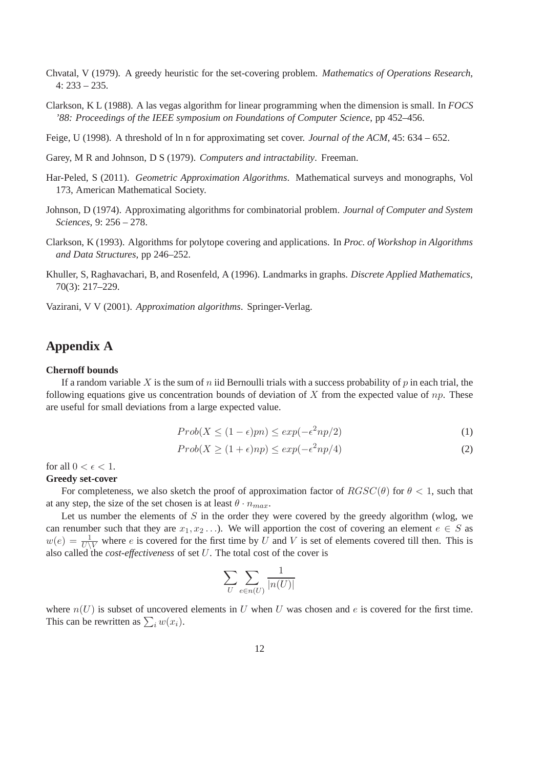Chvatal, V (1979). A greedy heuristic for the set-covering problem. *Mathematics of Operations Research*, 4: 233 – 235.

Clarkson, K L (1988). A las vegas algorithm for linear programming when the dimension is small. In *FOCS '88: Proceedings of the IEEE symposium on Foundations of Computer Science*, pp 452–456.

Feige, U (1998). A threshold of ln n for approximating set cover. *Journal of the ACM*, 45: 634 – 652.

Garey, M R and Johnson, D S (1979). *Computers and intractability*. Freeman.

Har-Peled, S (2011). *Geometric Approximation Algorithms*. Mathematical surveys and monographs, Vol 173, American Mathematical Society.

Johnson, D (1974). Approximating algorithms for combinatorial problem. *Journal of Computer and System Sciences*, 9: 256 – 278.

Clarkson, K (1993). Algorithms for polytope covering and applications. In *Proc. of Workshop in Algorithms and Data Structures*, pp 246–252.

Khuller, S, Raghavachari, B, and Rosenfeld, A (1996). Landmarks in graphs. *Discrete Applied Mathematics*, 70(3): 217–229.

Vazirani, V V (2001). *Approximation algorithms*. Springer-Verlag.

## Appendix A

**Chernoff bounds**

If a random variable $X$ is the sum of $n$ iid Bernoulli trials with a success probability of $p$ in each trial, the following equations give us concentration bounds of deviation of $X$ from the expected value of $np$. These are useful for small deviations from a large expected value.

$$Prob(X \leq (1-\epsilon)pn) \leq exp(-\epsilon^2 np/2) \tag{1}$$

$$Prob(X \geq (1+\epsilon)np) \leq exp(-\epsilon^2 np/4) \tag{2}$$

for all $0 < \epsilon < 1$.

**Greedy set-cover**

For completeness, we also sketch the proof of approximation factor of $RGSC(\theta)$ for $\theta < 1$, such that at any step, the size of the set chosen is at least $\theta \cdot n_{max}$.

Let us number the elements of $S$ in the order they were covered by the greedy algorithm (wlog, we can renumber such that they are $x_1, x_2 \ldots$). We will apportion the cost of covering an element $e \in S$ as $w(e) = \frac{1}{U \setminus V}$ where $e$ is covered for the first time by $U$ and $V$ is set of elements covered till then. This is also called the *cost-effectiveness* of set $U$. The total cost of the cover is

$$\sum_{U} \sum_{e \in n(U)} \frac{1}{|n(U)|}$$

where $n(U)$ is subset of uncovered elements in $U$ when $U$ was chosen and $e$ is covered for the first time. This can be rewritten as $\sum_i w(x_i)$.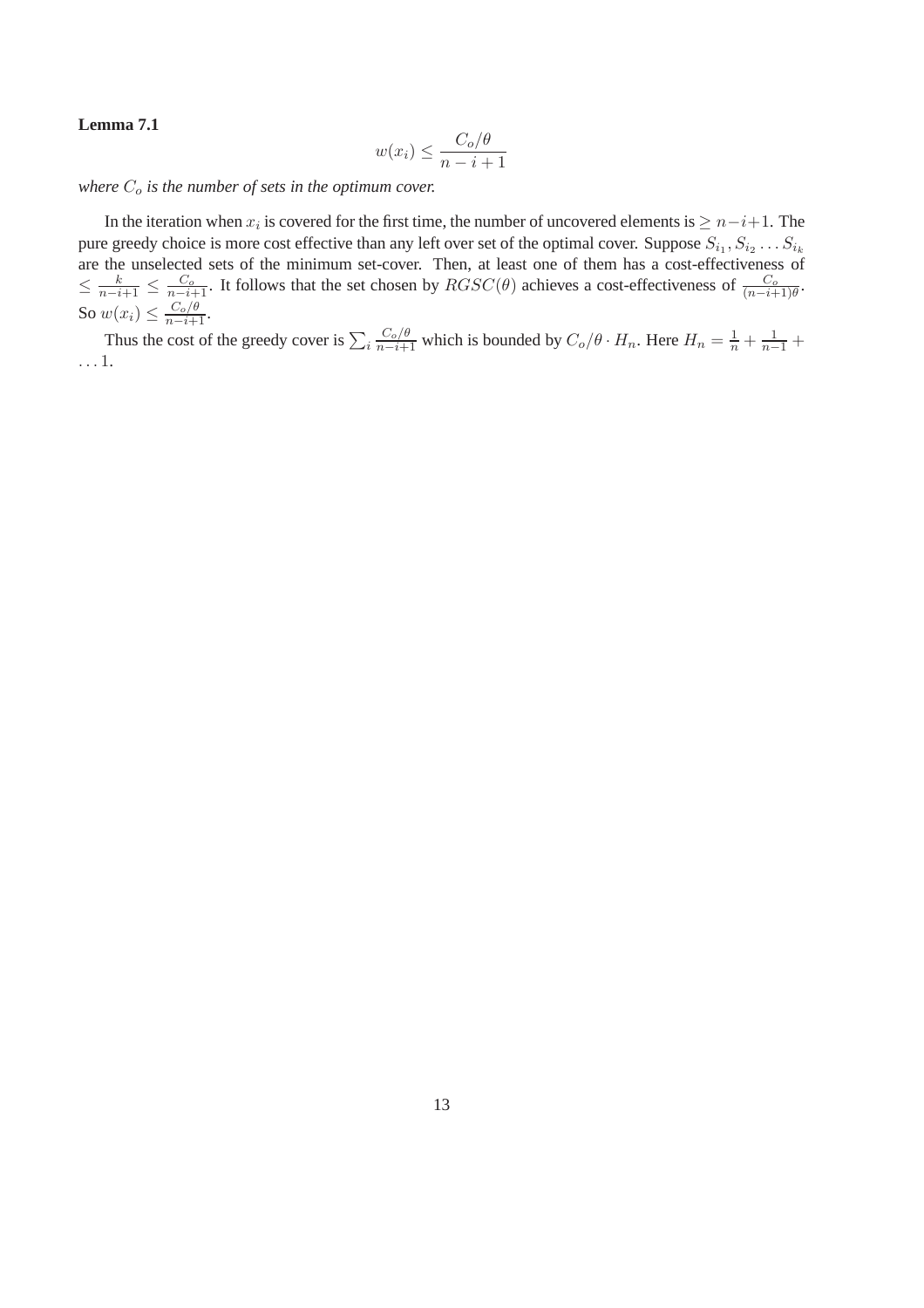**Lemma 7.1**

$$w(x_i) \leq \frac{C_o/\theta}{n-i+1}$$

*where $C_o$ is the number of sets in the optimum cover.*

In the iteration when $x_i$ is covered for the first time, the number of uncovered elements is $\geq n-i+1$. The pure greedy choice is more cost effective than any left over set of the optimal cover. Suppose $S_{i_1}, S_{i_2} \ldots S_{i_k}$ are the unselected sets of the minimum set-cover. Then, at least one of them has a cost-effectiveness of $\leq \frac{k}{n-i+1} \leq \frac{C_o}{n-i+1}$. It follows that the set chosen by $RGSC(\theta)$ achieves a cost-effectiveness of $\frac{C_o}{(n-i+1)\theta}$. So $w(x_i) \leq \frac{C_o/\theta}{n-i+1}$.

Thus the cost of the greedy cover is $\sum_i \frac{C_o/\theta}{n-i+1}$ which is bounded by $C_o/\theta \cdot H_n$. Here $H_n = \frac{1}{n} + \frac{1}{n-1} + \ldots 1$.